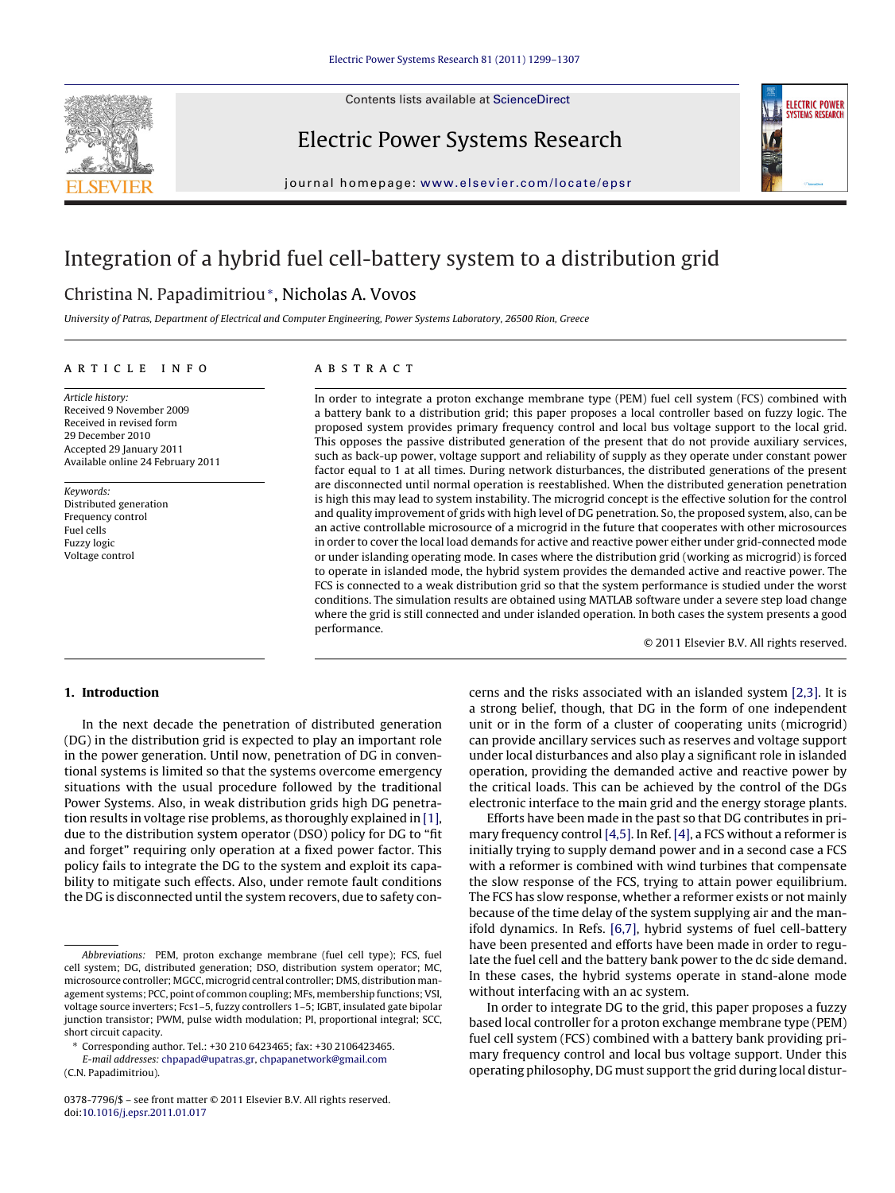# Integration of a hybrid fuel cell-battery system to a distribution grid

Christina N. Papadimitriou*, Nicholas A. Vovos

*University of Patras, Department of Electrical and Computer Engineering, Power Systems Laboratory, 26500 Rion, Greece*

## ARTICLE INFO

*Article history:*
Received 9 November 2009
Received in revised form
29 December 2010
Accepted 29 January 2011
Available online 24 February 2011

*Keywords:*
Distributed generation
Frequency control
Fuel cells
Fuzzy logic
Voltage control

## ABSTRACT

In order to integrate a proton exchange membrane type (PEM) fuel cell system (FCS) combined with a battery bank to a distribution grid; this paper proposes a local controller based on fuzzy logic. The proposed system provides primary frequency control and local bus voltage support to the local grid. This opposes the passive distributed generation of the present that do not provide auxiliary services, such as back-up power, voltage support and reliability of supply as they operate under constant power factor equal to 1 at all times. During network disturbances, the distributed generations of the present are disconnected until normal operation is reestablished. When the distributed generation penetration is high this may lead to system instability. The microgrid concept is the effective solution for the control and quality improvement of grids with high level of DG penetration. So, the proposed system, also, can be an active controllable microsource of a microgrid in the future that cooperates with other microsources in order to cover the local load demands for active and reactive power either under grid-connected mode or under islanding operating mode. In cases where the distribution grid (working as microgrid) is forced to operate in islanded mode, the hybrid system provides the demanded active and reactive power. The FCS is connected to a weak distribution grid so that the system performance is studied under the worst conditions. The simulation results are obtained using MATLAB software under a severe step load change where the grid is still connected and under islanded operation. In both cases the system presents a good performance.

© 2011 Elsevier B.V. All rights reserved.

## 1. Introduction

In the next decade the penetration of distributed generation (DG) in the distribution grid is expected to play an important role in the power generation. Until now, penetration of DG in conventional systems is limited so that the systems overcome emergency situations with the usual procedure followed by the traditional Power Systems. Also, in weak distribution grids high DG penetration results in voltage rise problems, as thoroughly explained in [1], due to the distribution system operator (DSO) policy for DG to "fit and forget" requiring only operation at a fixed power factor. This policy fails to integrate the DG to the system and exploit its capability to mitigate such effects. Also, under remote fault conditions the DG is disconnected until the system recovers, due to safety concerns and the risks associated with an islanded system [2,3]. It is a strong belief, though, that DG in the form of one independent unit or in the form of a cluster of cooperating units (microgrid) can provide ancillary services such as reserves and voltage support under local disturbances and also play a significant role in islanded operation, providing the demanded active and reactive power by the critical loads. This can be achieved by the control of the DGs electronic interface to the main grid and the energy storage plants.

Efforts have been made in the past so that DG contributes in primary frequency control [4,5]. In Ref. [4], a FCS without a reformer is initially trying to supply demand power and in a second case a FCS with a reformer is combined with wind turbines that compensate the slow response of the FCS, trying to attain power equilibrium. The FCS has slow response, whether a reformer exists or not mainly because of the time delay of the system supplying air and the manifold dynamics. In Refs. [6,7], hybrid systems of fuel cell-battery have been presented and efforts have been made in order to regulate the fuel cell and the battery bank power to the dc side demand. In these cases, the hybrid systems operate in stand-alone mode without interfacing with an ac system.

In order to integrate DG to the grid, this paper proposes a fuzzy based local controller for a proton exchange membrane type (PEM) fuel cell system (FCS) combined with a battery bank providing primary frequency control and local bus voltage support. Under this operating philosophy, DG must support the grid during local distur-

---

*Abbreviations:* PEM, proton exchange membrane (fuel cell type); FCS, fuel cell system; DG, distributed generation; DSO, distribution system operator; MC, microsource controller; MGCC, microgrid central controller; DMS, distribution management systems; PCC, point of common coupling; MFs, membership functions; VSI, voltage source inverters; Fcs1–5, fuzzy controllers 1–5; IGBT, insulated gate bipolar junction transistor; PWM, pulse width modulation; PI, proportional integral; SCC, short circuit capacity.

\* Corresponding author. Tel.: +30 210 6423465; fax: +30 2106423465.
*E-mail addresses:* chpapad@upatras.gr, chpapanetwork@gmail.com (C.N. Papadimitriou).

0378-7796/$ – see front matter © 2011 Elsevier B.V. All rights reserved.
doi:10.1016/j.epsr.2011.01.017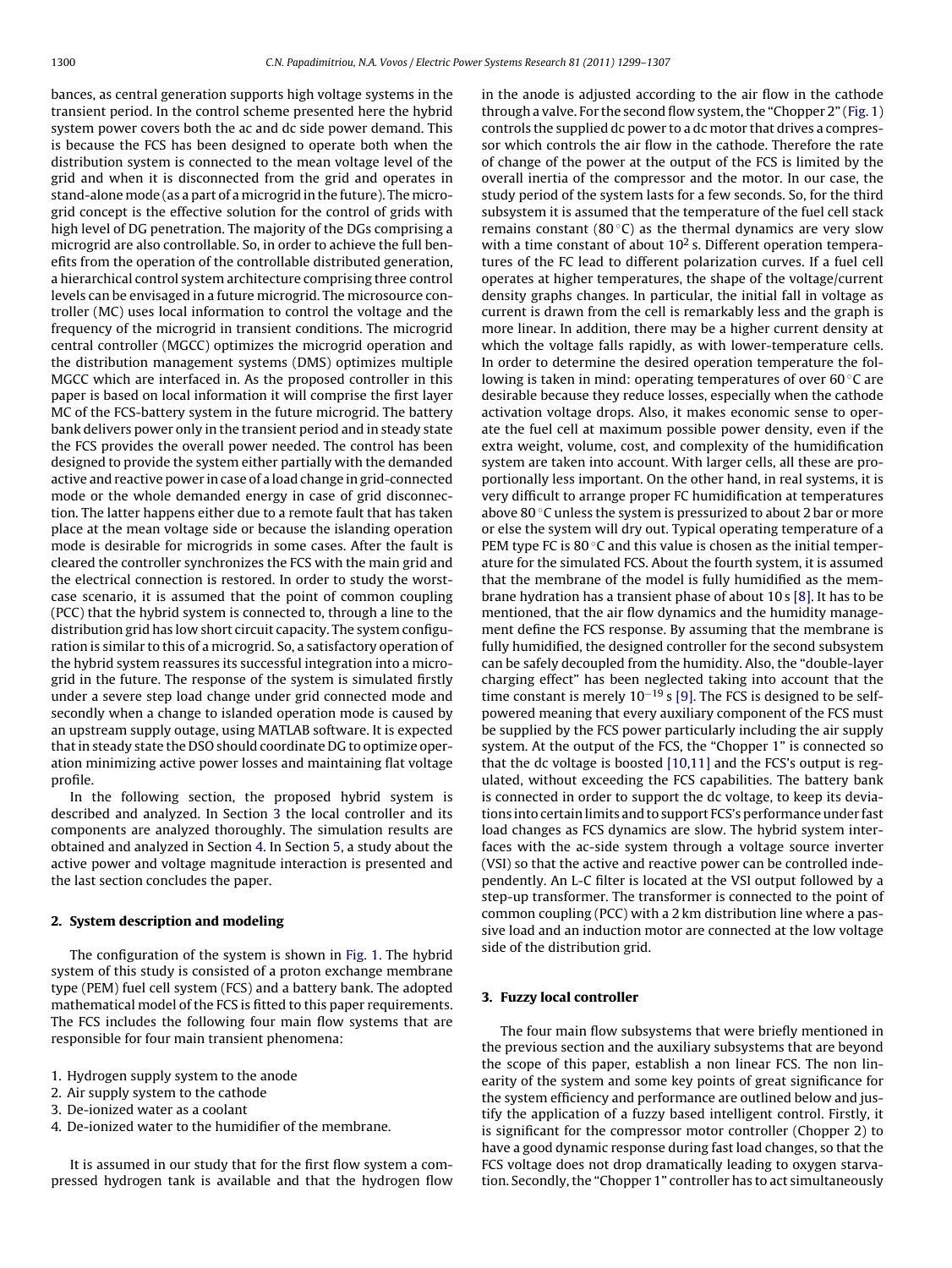bances, as central generation supports high voltage systems in the transient period. In the control scheme presented here the hybrid system power covers both the ac and dc side power demand. This is because the FCS has been designed to operate both when the distribution system is connected to the mean voltage level of the grid and when it is disconnected from the grid and operates in stand-alone mode (as a part of a microgrid in the future). The microgrid concept is the effective solution for the control of grids with high level of DG penetration. The majority of the DGs comprising a microgrid are also controllable. So, in order to achieve the full benefits from the operation of the controllable distributed generation, a hierarchical control system architecture comprising three control levels can be envisaged in a future microgrid. The microsource controller (MC) uses local information to control the voltage and the frequency of the microgrid in transient conditions. The microgrid central controller (MGCC) optimizes the microgrid operation and the distribution management systems (DMS) optimizes multiple MGCC which are interfaced in. As the proposed controller in this paper is based on local information it will comprise the first layer MC of the FCS-battery system in the future microgrid. The battery bank delivers power only in the transient period and in steady state the FCS provides the overall power needed. The control has been designed to provide the system either partially with the demanded active and reactive power in case of a load change in grid-connected mode or the whole demanded energy in case of grid disconnection. The latter happens either due to a remote fault that has taken place at the mean voltage side or because the islanding operation mode is desirable for microgrids in some cases. After the fault is cleared the controller synchronizes the FCS with the main grid and the electrical connection is restored. In order to study the worst-case scenario, it is assumed that the point of common coupling (PCC) that the hybrid system is connected to, through a line to the distribution grid has low short circuit capacity. The system configuration is similar to this of a microgrid. So, a satisfactory operation of the hybrid system reassures its successful integration into a microgrid in the future. The response of the system is simulated firstly under a severe step load change under grid connected mode and secondly when a change to islanded operation mode is caused by an upstream supply outage, using MATLAB software. It is expected that in steady state the DSO should coordinate DG to optimize operation minimizing active power losses and maintaining flat voltage profile.

In the following section, the proposed hybrid system is described and analyzed. In Section 3 the local controller and its components are analyzed thoroughly. The simulation results are obtained and analyzed in Section 4. In Section 5, a study about the active power and voltage magnitude interaction is presented and the last section concludes the paper.

## 2. System description and modeling

The configuration of the system is shown in Fig. 1. The hybrid system of this study is consisted of a proton exchange membrane type (PEM) fuel cell system (FCS) and a battery bank. The adopted mathematical model of the FCS is fitted to this paper requirements. The FCS includes the following four main flow systems that are responsible for four main transient phenomena:

1. Hydrogen supply system to the anode
2. Air supply system to the cathode
3. De-ionized water as a coolant
4. De-ionized water to the humidifier of the membrane.

It is assumed in our study that for the first flow system a compressed hydrogen tank is available and that the hydrogen flow in the anode is adjusted according to the air flow in the cathode through a valve. For the second flow system, the "Chopper 2" (Fig. 1) controls the supplied dc power to a dc motor that drives a compressor which controls the air flow in the cathode. Therefore the rate of change of the power at the output of the FCS is limited by the overall inertia of the compressor and the motor. In our case, the study period of the system lasts for a few seconds. So, for the third subsystem it is assumed that the temperature of the fuel cell stack remains constant (80 °C) as the thermal dynamics are very slow with a time constant of about $10^2$ s. Different operation temperatures of the FC lead to different polarization curves. If a fuel cell operates at higher temperatures, the shape of the voltage/current density graphs changes. In particular, the initial fall in voltage as current is drawn from the cell is remarkably less and the graph is more linear. In addition, there may be a higher current density at which the voltage falls rapidly, as with lower-temperature cells. In order to determine the desired operation temperature the following is taken in mind: operating temperatures of over 60 °C are desirable because they reduce losses, especially when the cathode activation voltage drops. Also, it makes economic sense to operate the fuel cell at maximum possible power density, even if the extra weight, volume, cost, and complexity of the humidification system are taken into account. With larger cells, all these are proportionally less important. On the other hand, in real systems, it is very difficult to arrange proper FC humidification at temperatures above 80 °C unless the system is pressurized to about 2 bar or more or else the system will dry out. Typical operating temperature of a PEM type FC is 80 °C and this value is chosen as the initial temperature for the simulated FCS. About the fourth system, it is assumed that the membrane of the model is fully humidified as the membrane hydration has a transient phase of about 10 s [8]. It has to be mentioned, that the air flow dynamics and the humidity management define the FCS response. By assuming that the membrane is fully humidified, the designed controller for the second subsystem can be safely decoupled from the humidity. Also, the "double-layer charging effect" has been neglected taking into account that the time constant is merely $10^{-19}$ s [9]. The FCS is designed to be self-powered meaning that every auxiliary component of the FCS must be supplied by the FCS power particularly including the air supply system. At the output of the FCS, the "Chopper 1" is connected so that the dc voltage is boosted [10,11] and the FCS's output is regulated, without exceeding the FCS capabilities. The battery bank is connected in order to support the dc voltage, to keep its deviations into certain limits and to support FCS's performance under fast load changes as FCS dynamics are slow. The hybrid system interfaces with the ac-side system through a voltage source inverter (VSI) so that the active and reactive power can be controlled independently. An L-C filter is located at the VSI output followed by a step-up transformer. The transformer is connected to the point of common coupling (PCC) with a 2 km distribution line where a passive load and an induction motor are connected at the low voltage side of the distribution grid.

## 3. Fuzzy local controller

The four main flow subsystems that were briefly mentioned in the previous section and the auxiliary subsystems that are beyond the scope of this paper, establish a non linear FCS. The non linearity of the system and some key points of great significance for the system efficiency and performance are outlined below and justify the application of a fuzzy based intelligent control. Firstly, it is significant for the compressor motor controller (Chopper 2) to have a good dynamic response during fast load changes, so that the FCS voltage does not drop dramatically leading to oxygen starvation. Secondly, the "Chopper 1" controller has to act simultaneously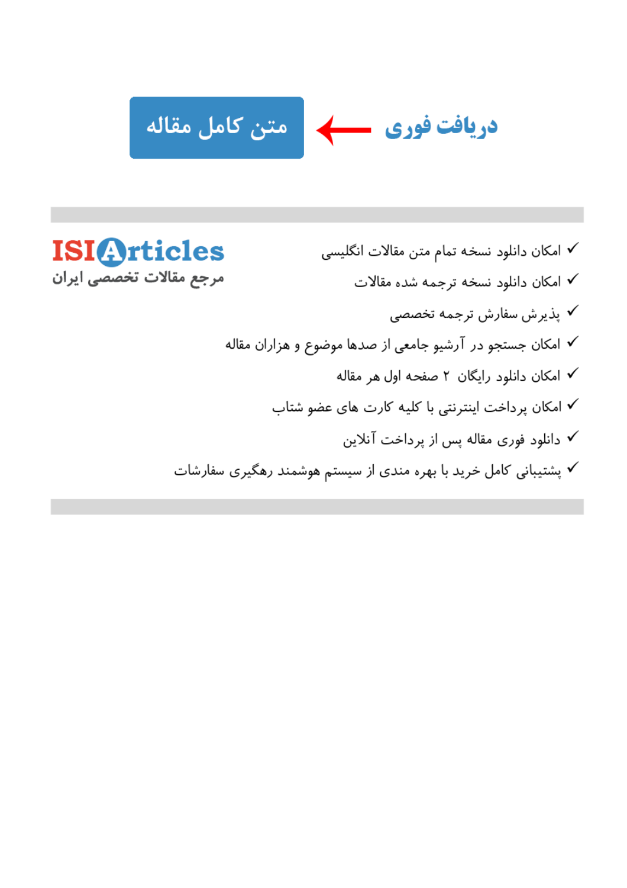دریافت فوری ← **متن کامل مقاله**

**ISIArticles**
مرجع مقالات تخصصی ایران

- ✓ امکان دانلود نسخه تمام متن مقالات انگلیسی
- ✓ امکان دانلود نسخه ترجمه شده مقالات
- ✓ پذیرش سفارش ترجمه تخصصی
- ✓ امکان جستجو در آرشیو جامعی از صدها موضوع و هزاران مقاله
- ✓ امکان دانلود رایگان ۲ صفحه اول هر مقاله
- ✓ امکان پرداخت اینترنتی با کلیه کارت های عضو شتاب
- ✓ دانلود فوری مقاله پس از پرداخت آنلاین
- ✓ پشتیبانی کامل خرید با بهره مندی از سیستم هوشمند رهگیری سفارشات